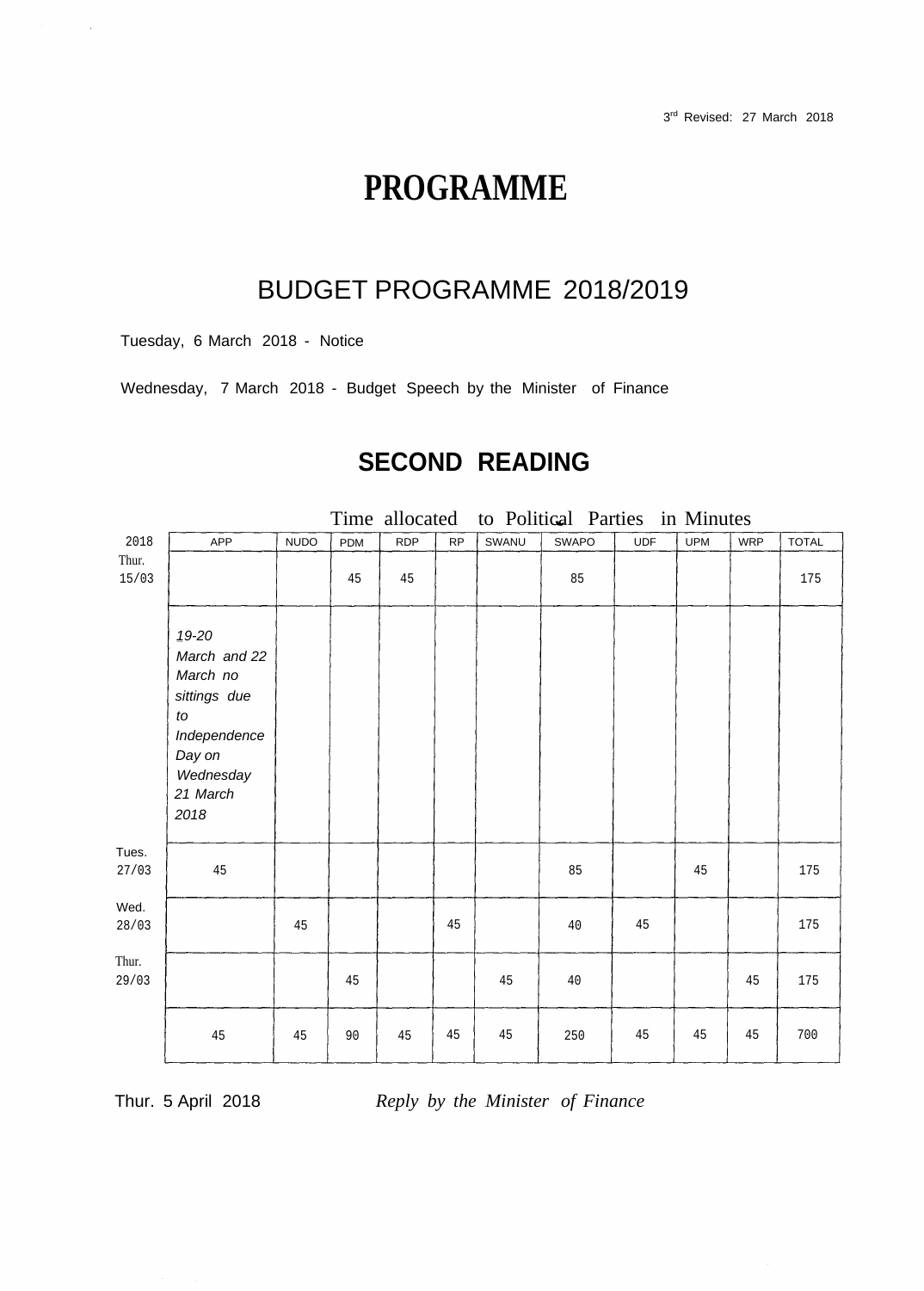3rd Revised: 27 March 2018

# PROGRAMME

## BUDGET PROGRAMME 2018/2019

Tuesday, 6 March 2018 - Notice

Wednesday, 7 March 2018 - Budget Speech by the Minister of Finance

## SECOND READING

Time allocated to Political Parties in Minutes

| 2018 | APP | NUDO | PDM | RDP | RP | SWANU | SWAPO | UDF | UPM | WRP | TOTAL |
|---|---|---|---|---|---|---|---|---|---|---|---|
| Thur. 15/03 | | | 45 | 45 | | | 85 | | | | 175 |
| | *19-20 March and 22 March no sittings due to Independence Day on Wednesday 21 March 2018* | | | | | | | | | | |
| Tues. 27/03 | 45 | | | | | | 85 | | 45 | | 175 |
| Wed. 28/03 | | 45 | | | 45 | | 40 | 45 | | | 175 |
| Thur. 29/03 | | | 45 | | | 45 | 40 | | | 45 | 175 |
| | 45 | 45 | 90 | 45 | 45 | 45 | 250 | 45 | 45 | 45 | 700 |

Thur. 5 April 2018 *Reply by the Minister of Finance*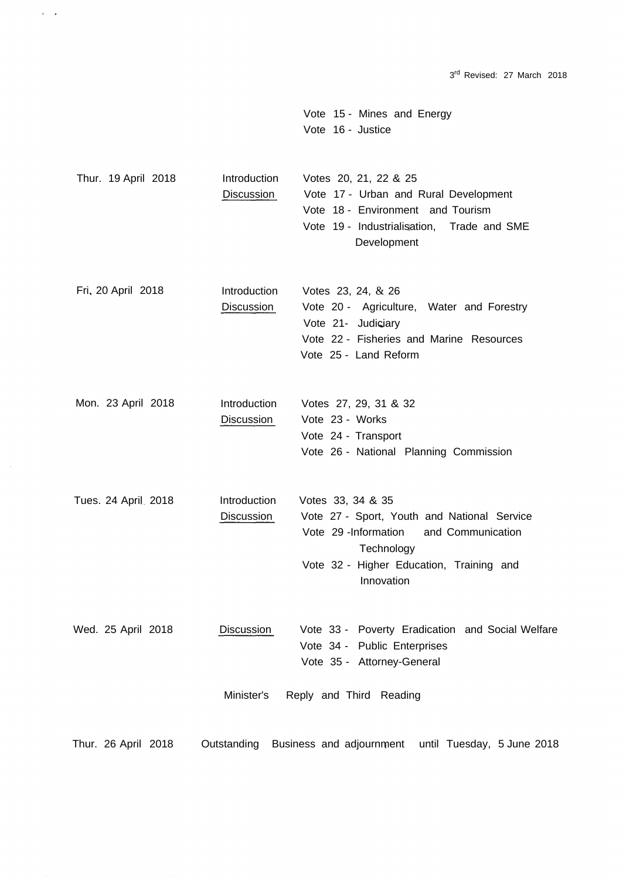3rd Revised: 27 March 2018

| | | |
|---|---|---|
| | | Vote 15 - Mines and Energy<br>Vote 16 - Justice |
| Thur. 19 April 2018 | Introduction | Votes 20, 21, 22 & 25 |
| | <u>Discussion</u> | Vote 17 - Urban and Rural Development<br>Vote 18 - Environment and Tourism<br>Vote 19 - Industrialisation, Trade and SME Development |
| Fri. 20 April 2018 | Introduction | Votes 23, 24, & 26 |
| | <u>Discussion</u> | Vote 20 - Agriculture, Water and Forestry<br>Vote 21- Judiciary<br>Vote 22 - Fisheries and Marine Resources<br>Vote 25 - Land Reform |
| Mon. 23 April 2018 | Introduction | Votes 27, 29, 31 & 32 |
| | <u>Discussion</u> | Vote 23 - Works<br>Vote 24 - Transport<br>Vote 26 - National Planning Commission |
| Tues. 24 April 2018 | Introduction | Votes 33, 34 & 35 |
| | <u>Discussion</u> | Vote 27 - Sport, Youth and National Service<br>Vote 29 -Information and Communication Technology<br>Vote 32 - Higher Education, Training and Innovation |
| Wed. 25 April 2018 | <u>Discussion</u> | Vote 33 - Poverty Eradication and Social Welfare<br>Vote 34 - Public Enterprises<br>Vote 35 - Attorney-General |
| | Minister's | Reply and Third Reading |
| Thur. 26 April 2018 | Outstanding | Business and adjournment until Tuesday, 5 June 2018 |